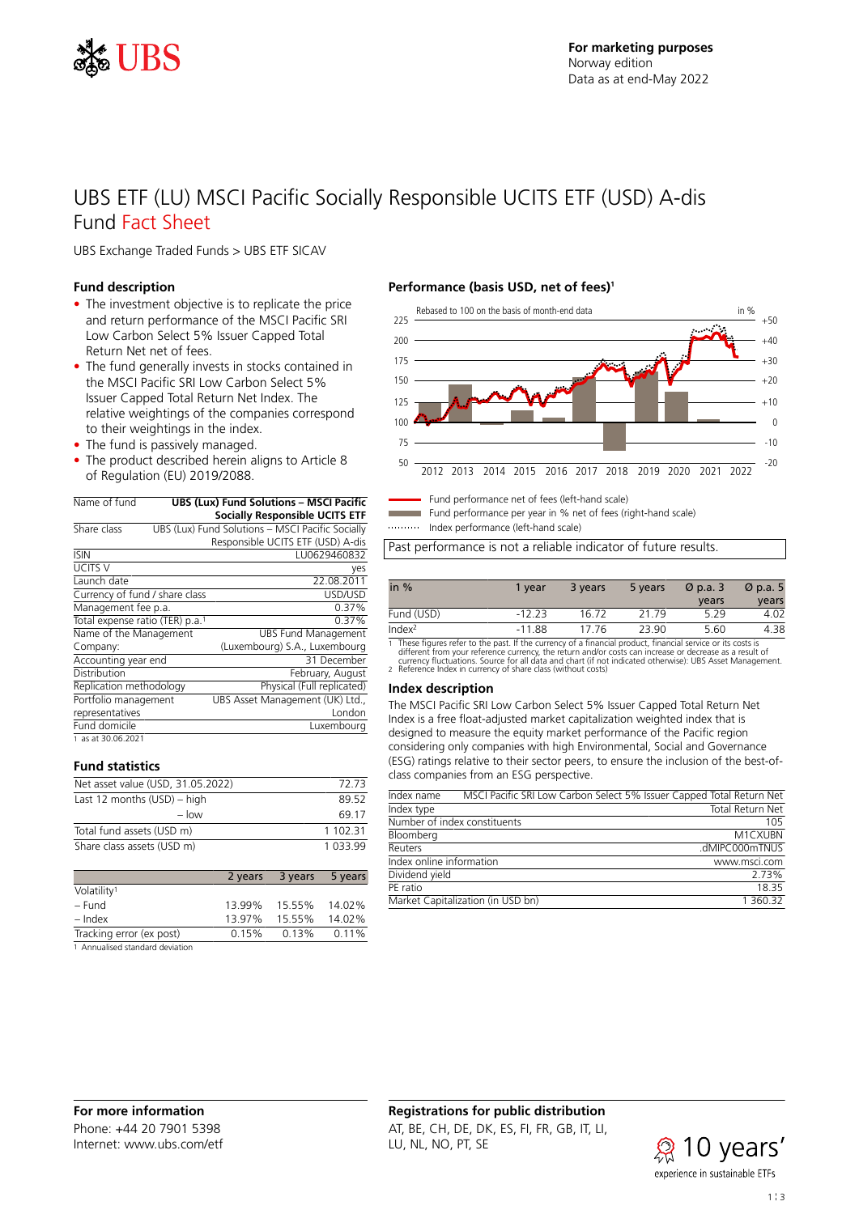For marketing purposes
Norway edition
Data as at end-May 2022

# UBS ETF (LU) MSCI Pacific Socially Responsible UCITS ETF (USD) A-dis
## Fund Fact Sheet

UBS Exchange Traded Funds > UBS ETF SICAV

### Fund description

- The investment objective is to replicate the price and return performance of the MSCI Pacific SRI Low Carbon Select 5% Issuer Capped Total Return Net net of fees.
- The fund generally invests in stocks contained in the MSCI Pacific SRI Low Carbon Select 5% Issuer Capped Total Return Net Index. The relative weightings of the companies correspond to their weightings in the index.
- The fund is passively managed.
- The product described herein aligns to Article 8 of Regulation (EU) 2019/2088.

| Name of fund | UBS (Lux) Fund Solutions – MSCI Pacific Socially Responsible UCITS ETF |
|---|---|
| Share class | UBS (Lux) Fund Solutions – MSCI Pacific Socially Responsible UCITS ETF (USD) A-dis |
| ISIN | LU0629460832 |
| UCITS V | yes |
| Launch date | 22.08.2011 |
| Currency of fund / share class | USD/USD |
| Management fee p.a. | 0.37% |
| Total expense ratio (TER) p.a.[1] | 0.37% |
| Name of the Management Company: | UBS Fund Management (Luxembourg) S.A., Luxembourg |
| Accounting year end | 31 December |
| Distribution | February, August |
| Replication methodology | Physical (Full replicated) |
| Portfolio management representatives | UBS Asset Management (UK) Ltd., London |
| Fund domicile | Luxembourg |

1 as at 30.06.2021

### Fund statistics

| | |
|---|---|
| Net asset value (USD, 31.05.2022) | 72.73 |
| Last 12 months (USD) – high | 89.52 |
| – low | 69.17 |
| Total fund assets (USD m) | 1 102.31 |
| Share class assets (USD m) | 1 033.99 |

| | 2 years | 3 years | 5 years |
|---|---|---|---|
| Volatility[1] | | | |
| – Fund | 13.99% | 15.55% | 14.02% |
| – Index | 13.97% | 15.55% | 14.02% |
| Tracking error (ex post) | 0.15% | 0.13% | 0.11% |

1 Annualised standard deviation

### Performance (basis USD, net of fees)[1]

Rebased to 100 on the basis of month-end data

Fund performance net of fees (left-hand scale)
Fund performance per year in % net of fees (right-hand scale)
Index performance (left-hand scale)

Past performance is not a reliable indicator of future results.

| in % | 1 year | 3 years | 5 years | Ø p.a. 3 years | Ø p.a. 5 years |
|---|---|---|---|---|---|
| Fund (USD) | -12.23 | 16.72 | 21.79 | 5.29 | 4.02 |
| Index[2] | -11.88 | 17.76 | 23.90 | 5.60 | 4.38 |

1 These figures refer to the past. If the currency of a financial product, financial service or its costs is different from your reference currency, the return and/or costs can increase or decrease as a result of currency fluctuations. Source for all data and chart (if not indicated otherwise): UBS Asset Management.
2 Reference Index in currency of share class (without costs)

### Index description

The MSCI Pacific SRI Low Carbon Select 5% Issuer Capped Total Return Net Index is a free float-adjusted market capitalization weighted index that is designed to measure the equity market performance of the Pacific region considering only companies with high Environmental, Social and Governance (ESG) ratings relative to their sector peers, to ensure the inclusion of the best-of-class companies from an ESG perspective.

| Index name | MSCI Pacific SRI Low Carbon Select 5% Issuer Capped Total Return Net |
|---|---|
| Index type | Total Return Net |
| Number of index constituents | 105 |
| Bloomberg | M1CXUBN |
| Reuters | .dMIPC000mTNUS |
| Index online information | www.msci.com |
| Dividend yield | 2.73% |
| PE ratio | 18.35 |
| Market Capitalization (in USD bn) | 1 360.32 |

### For more information

Phone: +44 20 7901 5398
Internet: www.ubs.com/etf

### Registrations for public distribution

AT, BE, CH, DE, DK, ES, FI, FR, GB, IT, LI, LU, NL, NO, PT, SE

10 years' experience in sustainable ETFs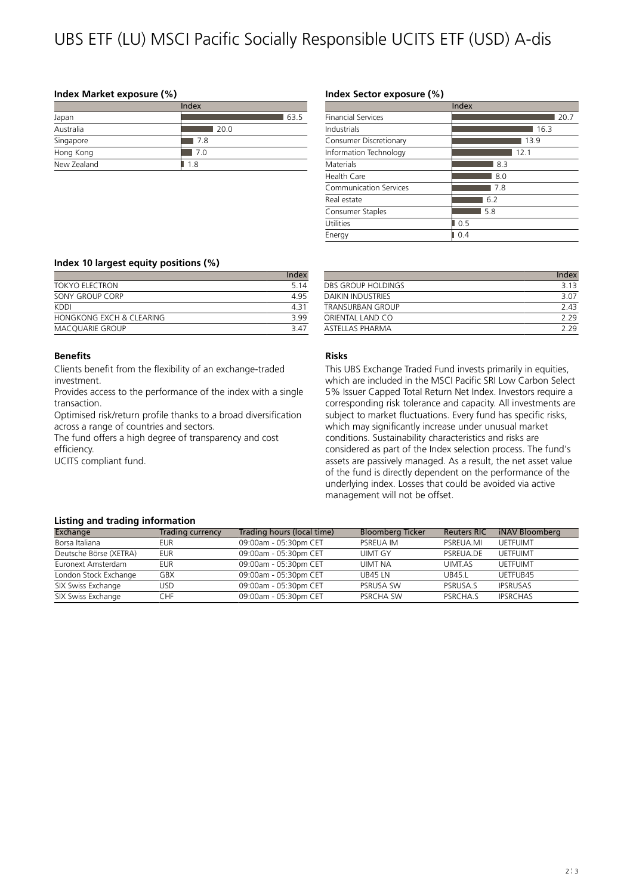# UBS ETF (LU) MSCI Pacific Socially Responsible UCITS ETF (USD) A-dis

### Index Market exposure (%)

| | Index |
|---|---|
| Japan | 63.5 |
| Australia | 20.0 |
| Singapore | 7.8 |
| Hong Kong | 7.0 |
| New Zealand | 1.8 |

### Index Sector exposure (%)

| | Index |
|---|---|
| Financial Services | 20.7 |
| Industrials | 16.3 |
| Consumer Discretionary | 13.9 |
| Information Technology | 12.1 |
| Materials | 8.3 |
| Health Care | 8.0 |
| Communication Services | 7.8 |
| Real estate | 6.2 |
| Consumer Staples | 5.8 |
| Utilities | 0.5 |
| Energy | 0.4 |

### Index 10 largest equity positions (%)

| | Index |
|---|---|
| TOKYO ELECTRON | 5.14 |
| SONY GROUP CORP | 4.95 |
| KDDI | 4.31 |
| HONGKONG EXCH & CLEARING | 3.99 |
| MACQUARIE GROUP | 3.47 |
| DBS GROUP HOLDINGS | 3.13 |
| DAIKIN INDUSTRIES | 3.07 |
| TRANSURBAN GROUP | 2.43 |
| ORIENTAL LAND CO | 2.29 |
| ASTELLAS PHARMA | 2.29 |

### Benefits

Clients benefit from the flexibility of an exchange-traded investment.

Provides access to the performance of the index with a single transaction.

Optimised risk/return profile thanks to a broad diversification across a range of countries and sectors.

The fund offers a high degree of transparency and cost efficiency.

UCITS compliant fund.

### Risks

This UBS Exchange Traded Fund invests primarily in equities, which are included in the MSCI Pacific SRI Low Carbon Select 5% Issuer Capped Total Return Net Index. Investors require a corresponding risk tolerance and capacity. All investments are subject to market fluctuations. Every fund has specific risks, which may significantly increase under unusual market conditions. Sustainability characteristics and risks are considered as part of the Index selection process. The fund's assets are passively managed. As a result, the net asset value of the fund is directly dependent on the performance of the underlying index. Losses that could be avoided via active management will not be offset.

### Listing and trading information

| Exchange | Trading currency | Trading hours (local time) | Bloomberg Ticker | Reuters RIC | iNAV Bloomberg |
|---|---|---|---|---|---|
| Borsa Italiana | EUR | 09:00am - 05:30pm CET | PSREUA IM | PSREUA.MI | UETFUIMT |
| Deutsche Börse (XETRA) | EUR | 09:00am - 05:30pm CET | UIMT GY | PSREUA.DE | UETFUIMT |
| Euronext Amsterdam | EUR | 09:00am - 05:30pm CET | UIMT NA | UIMT.AS | UETFUIMT |
| London Stock Exchange | GBX | 09:00am - 05:30pm CET | UB45 LN | UB45.L | UETFUB45 |
| SIX Swiss Exchange | USD | 09:00am - 05:30pm CET | PSRUSA SW | PSRUSA.S | IPSRUSAS |
| SIX Swiss Exchange | CHF | 09:00am - 05:30pm CET | PSRCHA SW | PSRCHA.S | IPSRCHAS |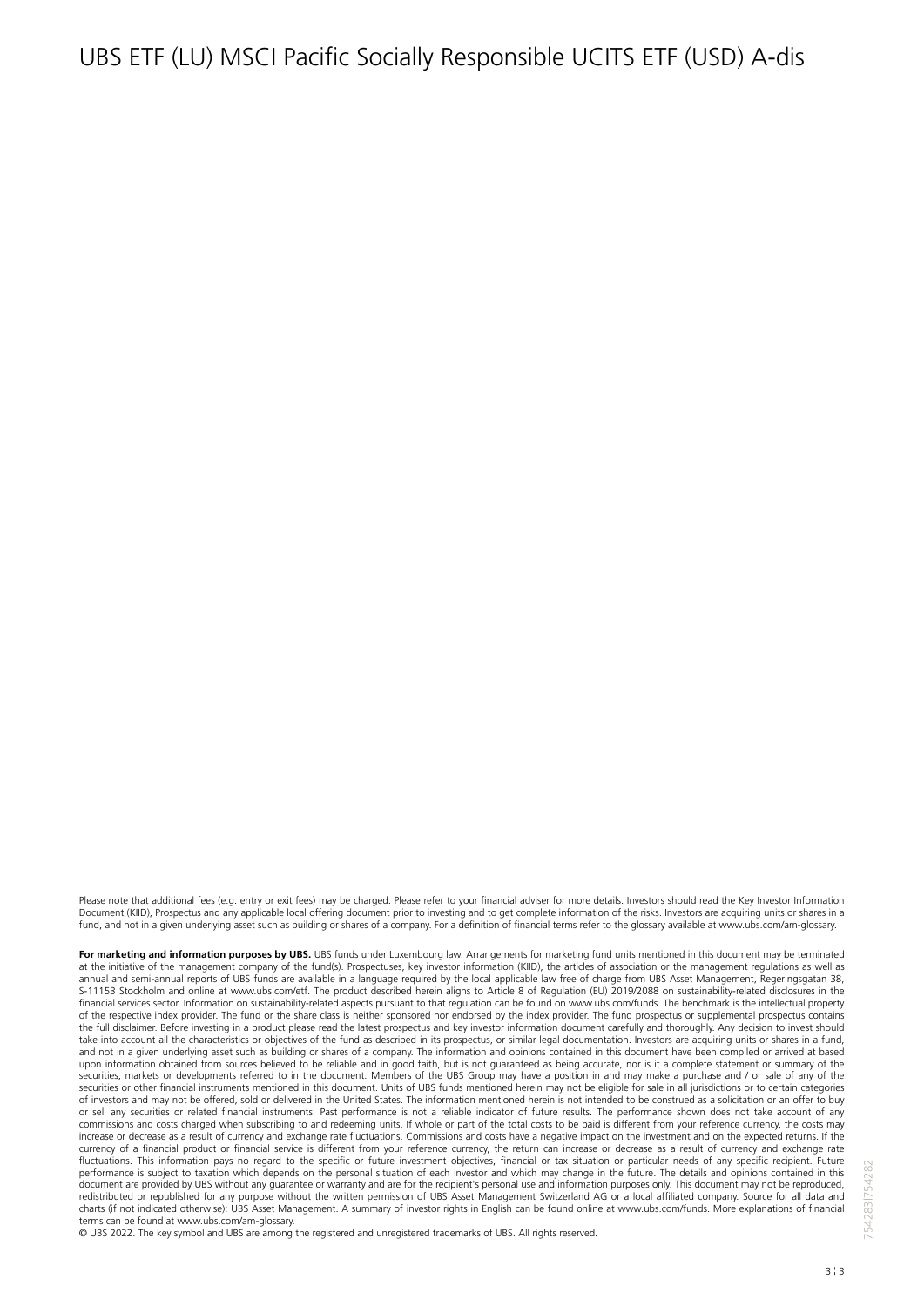Please note that additional fees (e.g. entry or exit fees) may be charged. Please refer to your financial adviser for more details. Investors should read the Key Investor Information Document (KIID), Prospectus and any applicable local offering document prior to investing and to get complete information of the risks. Investors are acquiring units or shares in a fund, and not in a given underlying asset such as building or shares of a company. For a definition of financial terms refer to the glossary available at www.ubs.com/am-glossary.

**For marketing and information purposes by UBS.** UBS funds under Luxembourg law. Arrangements for marketing fund units mentioned in this document may be terminated at the initiative of the management company of the fund(s). Prospectuses, key investor information (KIID), the articles of association or the management regulations as well as annual and semi-annual reports of UBS funds are available in a language required by the local applicable law free of charge from UBS Asset Management, Regeringsgatan 38, S-11153 Stockholm and online at www.ubs.com/etf. The product described herein aligns to Article 8 of Regulation (EU) 2019/2088 on sustainability-related disclosures in the financial services sector. Information on sustainability-related aspects pursuant to that regulation can be found on www.ubs.com/funds. The benchmark is the intellectual property of the respective index provider. The fund or the share class is neither sponsored nor endorsed by the index provider. The fund prospectus or supplemental prospectus contains the full disclaimer. Before investing in a product please read the latest prospectus and key investor information document carefully and thoroughly. Any decision to invest should take into account all the characteristics or objectives of the fund as described in its prospectus, or similar legal documentation. Investors are acquiring units or shares in a fund, and not in a given underlying asset such as building or shares of a company. The information and opinions contained in this document have been compiled or arrived at based upon information obtained from sources believed to be reliable and in good faith, but is not guaranteed as being accurate, nor is it a complete statement or summary of the securities, markets or developments referred to in the document. Members of the UBS Group may have a position in and may make a purchase and / or sale of any of the securities or other financial instruments mentioned in this document. Units of UBS funds mentioned herein may not be eligible for sale in all jurisdictions or to certain categories of investors and may not be offered, sold or delivered in the United States. The information mentioned herein is not intended to be construed as a solicitation or an offer to buy or sell any securities or related financial instruments. Past performance is not a reliable indicator of future results. The performance shown does not take account of any commissions and costs charged when subscribing to and redeeming units. If whole or part of the total costs to be paid is different from your reference currency, the costs may increase or decrease as a result of currency and exchange rate fluctuations. Commissions and costs have a negative impact on the investment and on the expected returns. If the currency of a financial product or financial service is different from your reference currency, the return can increase or decrease as a result of currency and exchange rate fluctuations. This information pays no regard to the specific or future investment objectives, financial or tax situation or particular needs of any specific recipient. Future performance is subject to taxation which depends on the personal situation of each investor and which may change in the future. The details and opinions contained in this document are provided by UBS without any guarantee or warranty and are for the recipient's personal use and information purposes only. This document may not be reproduced, redistributed or republished for any purpose without the written permission of UBS Asset Management Switzerland AG or a local affiliated company. Source for all data and charts (if not indicated otherwise): UBS Asset Management. A summary of investor rights in English can be found online at www.ubs.com/funds. More explanations of financial terms can be found at www.ubs.com/am-glossary.

© UBS 2022. The key symbol and UBS are among the registered and unregistered trademarks of UBS. All rights reserved.

754283|754282